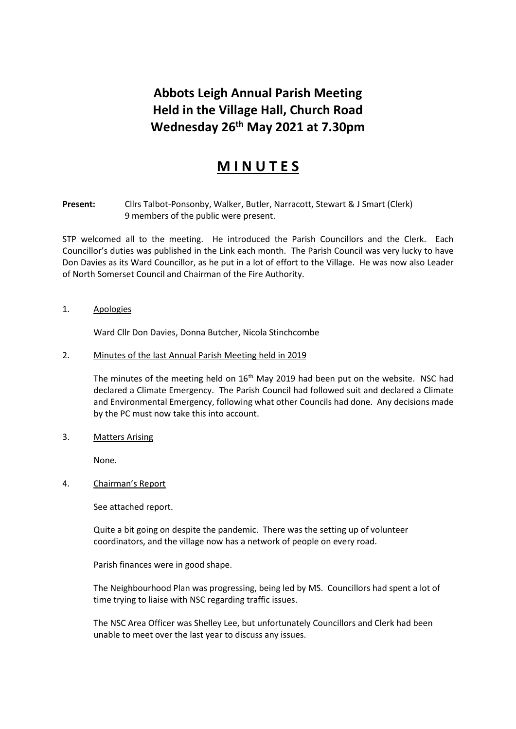# Abbots Leigh Annual Parish Meeting
# Held in the Village Hall, Church Road
# Wednesday 26th May 2021 at 7.30pm

## M I N U T E S

**Present:** Cllrs Talbot-Ponsonby, Walker, Butler, Narracott, Stewart & J Smart (Clerk)
9 members of the public were present.

STP welcomed all to the meeting. He introduced the Parish Councillors and the Clerk. Each Councillor's duties was published in the Link each month. The Parish Council was very lucky to have Don Davies as its Ward Councillor, as he put in a lot of effort to the Village. He was now also Leader of North Somerset Council and Chairman of the Fire Authority.

1. Apologies

   Ward Cllr Don Davies, Donna Butcher, Nicola Stinchcombe

2. Minutes of the last Annual Parish Meeting held in 2019

   The minutes of the meeting held on 16th May 2019 had been put on the website. NSC had declared a Climate Emergency. The Parish Council had followed suit and declared a Climate and Environmental Emergency, following what other Councils had done. Any decisions made by the PC must now take this into account.

3. Matters Arising

   None.

4. Chairman's Report

   See attached report.

   Quite a bit going on despite the pandemic. There was the setting up of volunteer coordinators, and the village now has a network of people on every road.

   Parish finances were in good shape.

   The Neighbourhood Plan was progressing, being led by MS. Councillors had spent a lot of time trying to liaise with NSC regarding traffic issues.

   The NSC Area Officer was Shelley Lee, but unfortunately Councillors and Clerk had been unable to meet over the last year to discuss any issues.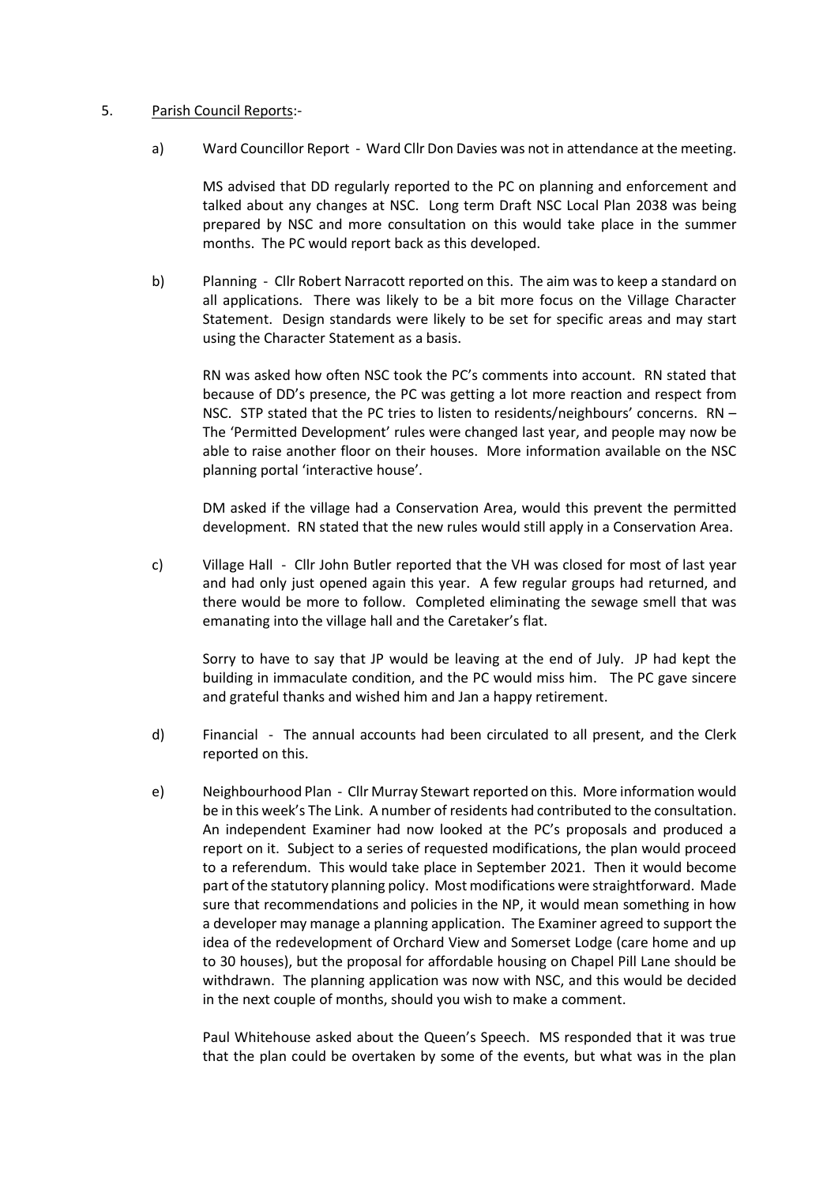5. <u>Parish Council Reports</u>:-

a) Ward Councillor Report - Ward Cllr Don Davies was not in attendance at the meeting.

MS advised that DD regularly reported to the PC on planning and enforcement and talked about any changes at NSC. Long term Draft NSC Local Plan 2038 was being prepared by NSC and more consultation on this would take place in the summer months. The PC would report back as this developed.

b) Planning - Cllr Robert Narracott reported on this. The aim was to keep a standard on all applications. There was likely to be a bit more focus on the Village Character Statement. Design standards were likely to be set for specific areas and may start using the Character Statement as a basis.

RN was asked how often NSC took the PC's comments into account. RN stated that because of DD's presence, the PC was getting a lot more reaction and respect from NSC. STP stated that the PC tries to listen to residents/neighbours' concerns. RN – The 'Permitted Development' rules were changed last year, and people may now be able to raise another floor on their houses. More information available on the NSC planning portal 'interactive house'.

DM asked if the village had a Conservation Area, would this prevent the permitted development. RN stated that the new rules would still apply in a Conservation Area.

c) Village Hall - Cllr John Butler reported that the VH was closed for most of last year and had only just opened again this year. A few regular groups had returned, and there would be more to follow. Completed eliminating the sewage smell that was emanating into the village hall and the Caretaker's flat.

Sorry to have to say that JP would be leaving at the end of July. JP had kept the building in immaculate condition, and the PC would miss him. The PC gave sincere and grateful thanks and wished him and Jan a happy retirement.

d) Financial - The annual accounts had been circulated to all present, and the Clerk reported on this.

e) Neighbourhood Plan - Cllr Murray Stewart reported on this. More information would be in this week's The Link. A number of residents had contributed to the consultation. An independent Examiner had now looked at the PC's proposals and produced a report on it. Subject to a series of requested modifications, the plan would proceed to a referendum. This would take place in September 2021. Then it would become part of the statutory planning policy. Most modifications were straightforward. Made sure that recommendations and policies in the NP, it would mean something in how a developer may manage a planning application. The Examiner agreed to support the idea of the redevelopment of Orchard View and Somerset Lodge (care home and up to 30 houses), but the proposal for affordable housing on Chapel Pill Lane should be withdrawn. The planning application was now with NSC, and this would be decided in the next couple of months, should you wish to make a comment.

Paul Whitehouse asked about the Queen's Speech. MS responded that it was true that the plan could be overtaken by some of the events, but what was in the plan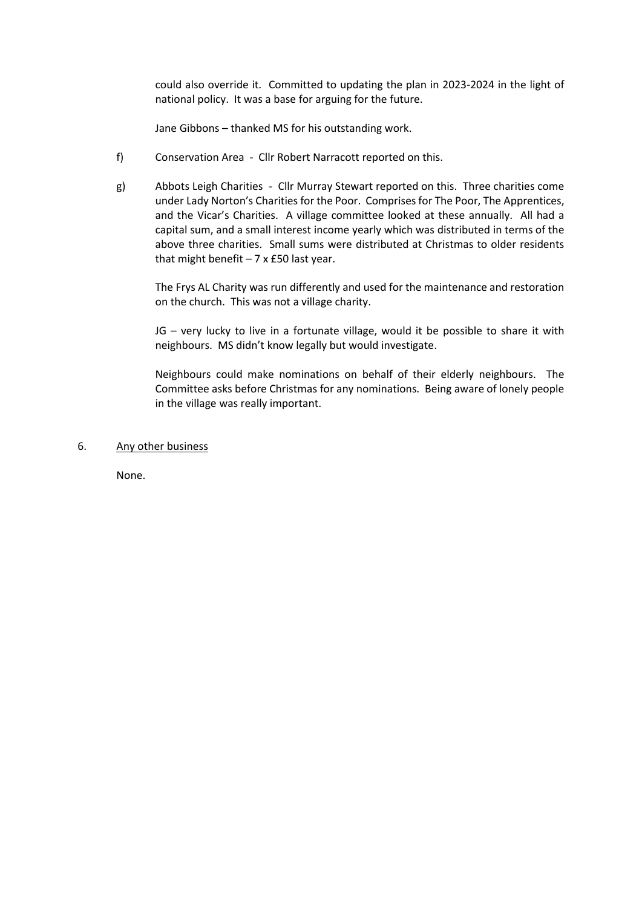could also override it. Committed to updating the plan in 2023-2024 in the light of national policy. It was a base for arguing for the future.

Jane Gibbons – thanked MS for his outstanding work.

f) Conservation Area - Cllr Robert Narracott reported on this.

g) Abbots Leigh Charities - Cllr Murray Stewart reported on this. Three charities come under Lady Norton's Charities for the Poor. Comprises for The Poor, The Apprentices, and the Vicar's Charities. A village committee looked at these annually. All had a capital sum, and a small interest income yearly which was distributed in terms of the above three charities. Small sums were distributed at Christmas to older residents that might benefit – 7 x £50 last year.

The Frys AL Charity was run differently and used for the maintenance and restoration on the church. This was not a village charity.

JG – very lucky to live in a fortunate village, would it be possible to share it with neighbours. MS didn't know legally but would investigate.

Neighbours could make nominations on behalf of their elderly neighbours. The Committee asks before Christmas for any nominations. Being aware of lonely people in the village was really important.

6. <u>Any other business</u>

None.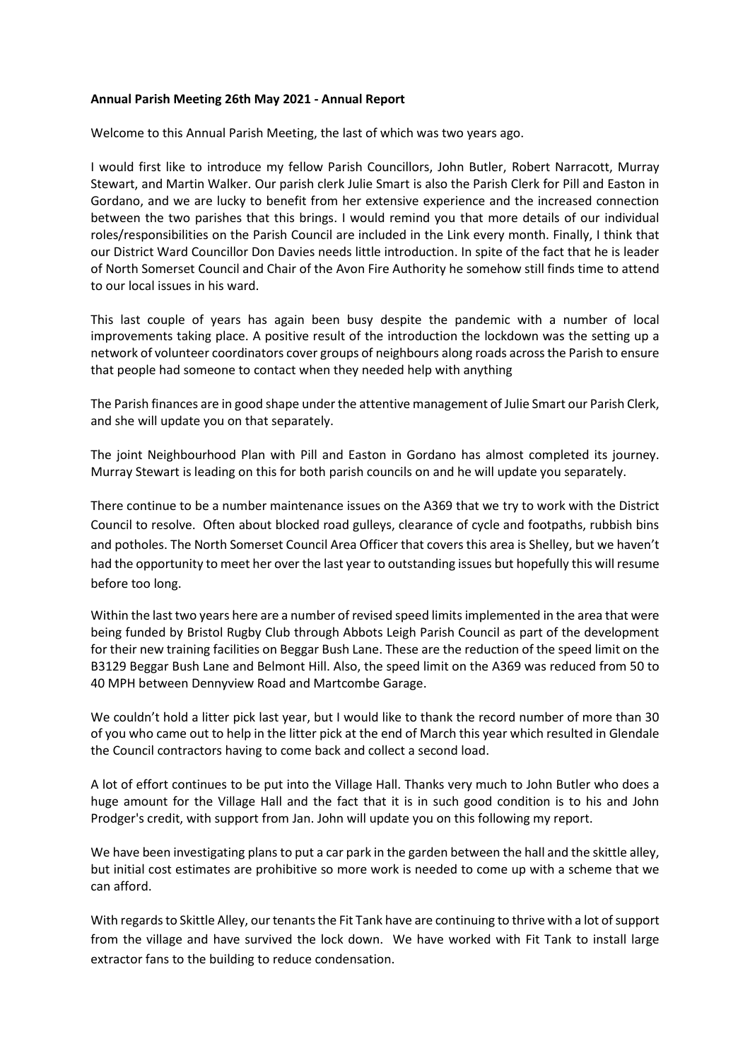**Annual Parish Meeting 26th May 2021 - Annual Report**

Welcome to this Annual Parish Meeting, the last of which was two years ago.

I would first like to introduce my fellow Parish Councillors, John Butler, Robert Narracott, Murray Stewart, and Martin Walker. Our parish clerk Julie Smart is also the Parish Clerk for Pill and Easton in Gordano, and we are lucky to benefit from her extensive experience and the increased connection between the two parishes that this brings. I would remind you that more details of our individual roles/responsibilities on the Parish Council are included in the Link every month. Finally, I think that our District Ward Councillor Don Davies needs little introduction. In spite of the fact that he is leader of North Somerset Council and Chair of the Avon Fire Authority he somehow still finds time to attend to our local issues in his ward.

This last couple of years has again been busy despite the pandemic with a number of local improvements taking place. A positive result of the introduction the lockdown was the setting up a network of volunteer coordinators cover groups of neighbours along roads across the Parish to ensure that people had someone to contact when they needed help with anything

The Parish finances are in good shape under the attentive management of Julie Smart our Parish Clerk, and she will update you on that separately.

The joint Neighbourhood Plan with Pill and Easton in Gordano has almost completed its journey. Murray Stewart is leading on this for both parish councils on and he will update you separately.

There continue to be a number maintenance issues on the A369 that we try to work with the District Council to resolve. Often about blocked road gulleys, clearance of cycle and footpaths, rubbish bins and potholes. The North Somerset Council Area Officer that covers this area is Shelley, but we haven't had the opportunity to meet her over the last year to outstanding issues but hopefully this will resume before too long.

Within the last two years here are a number of revised speed limits implemented in the area that were being funded by Bristol Rugby Club through Abbots Leigh Parish Council as part of the development for their new training facilities on Beggar Bush Lane. These are the reduction of the speed limit on the B3129 Beggar Bush Lane and Belmont Hill. Also, the speed limit on the A369 was reduced from 50 to 40 MPH between Dennyview Road and Martcombe Garage.

We couldn't hold a litter pick last year, but I would like to thank the record number of more than 30 of you who came out to help in the litter pick at the end of March this year which resulted in Glendale the Council contractors having to come back and collect a second load.

A lot of effort continues to be put into the Village Hall. Thanks very much to John Butler who does a huge amount for the Village Hall and the fact that it is in such good condition is to his and John Prodger's credit, with support from Jan. John will update you on this following my report.

We have been investigating plans to put a car park in the garden between the hall and the skittle alley, but initial cost estimates are prohibitive so more work is needed to come up with a scheme that we can afford.

With regards to Skittle Alley, our tenants the Fit Tank have are continuing to thrive with a lot of support from the village and have survived the lock down. We have worked with Fit Tank to install large extractor fans to the building to reduce condensation.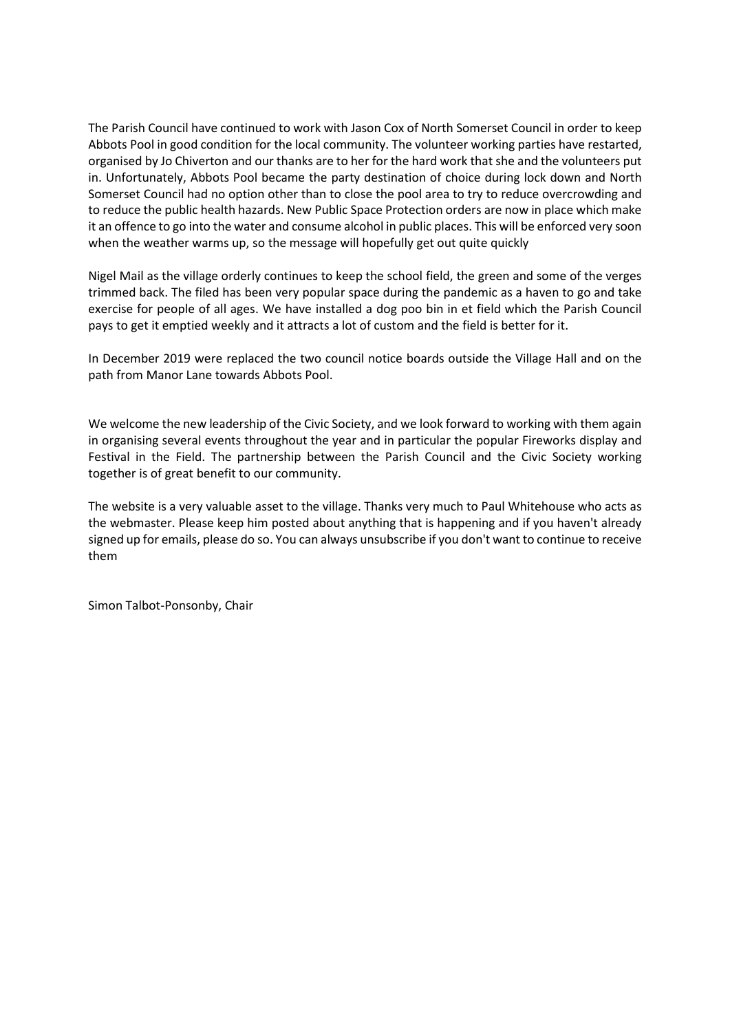The Parish Council have continued to work with Jason Cox of North Somerset Council in order to keep Abbots Pool in good condition for the local community. The volunteer working parties have restarted, organised by Jo Chiverton and our thanks are to her for the hard work that she and the volunteers put in. Unfortunately, Abbots Pool became the party destination of choice during lock down and North Somerset Council had no option other than to close the pool area to try to reduce overcrowding and to reduce the public health hazards. New Public Space Protection orders are now in place which make it an offence to go into the water and consume alcohol in public places. This will be enforced very soon when the weather warms up, so the message will hopefully get out quite quickly

Nigel Mail as the village orderly continues to keep the school field, the green and some of the verges trimmed back. The filed has been very popular space during the pandemic as a haven to go and take exercise for people of all ages. We have installed a dog poo bin in et field which the Parish Council pays to get it emptied weekly and it attracts a lot of custom and the field is better for it.

In December 2019 were replaced the two council notice boards outside the Village Hall and on the path from Manor Lane towards Abbots Pool.

We welcome the new leadership of the Civic Society, and we look forward to working with them again in organising several events throughout the year and in particular the popular Fireworks display and Festival in the Field. The partnership between the Parish Council and the Civic Society working together is of great benefit to our community.

The website is a very valuable asset to the village. Thanks very much to Paul Whitehouse who acts as the webmaster. Please keep him posted about anything that is happening and if you haven't already signed up for emails, please do so. You can always unsubscribe if you don't want to continue to receive them

Simon Talbot-Ponsonby, Chair